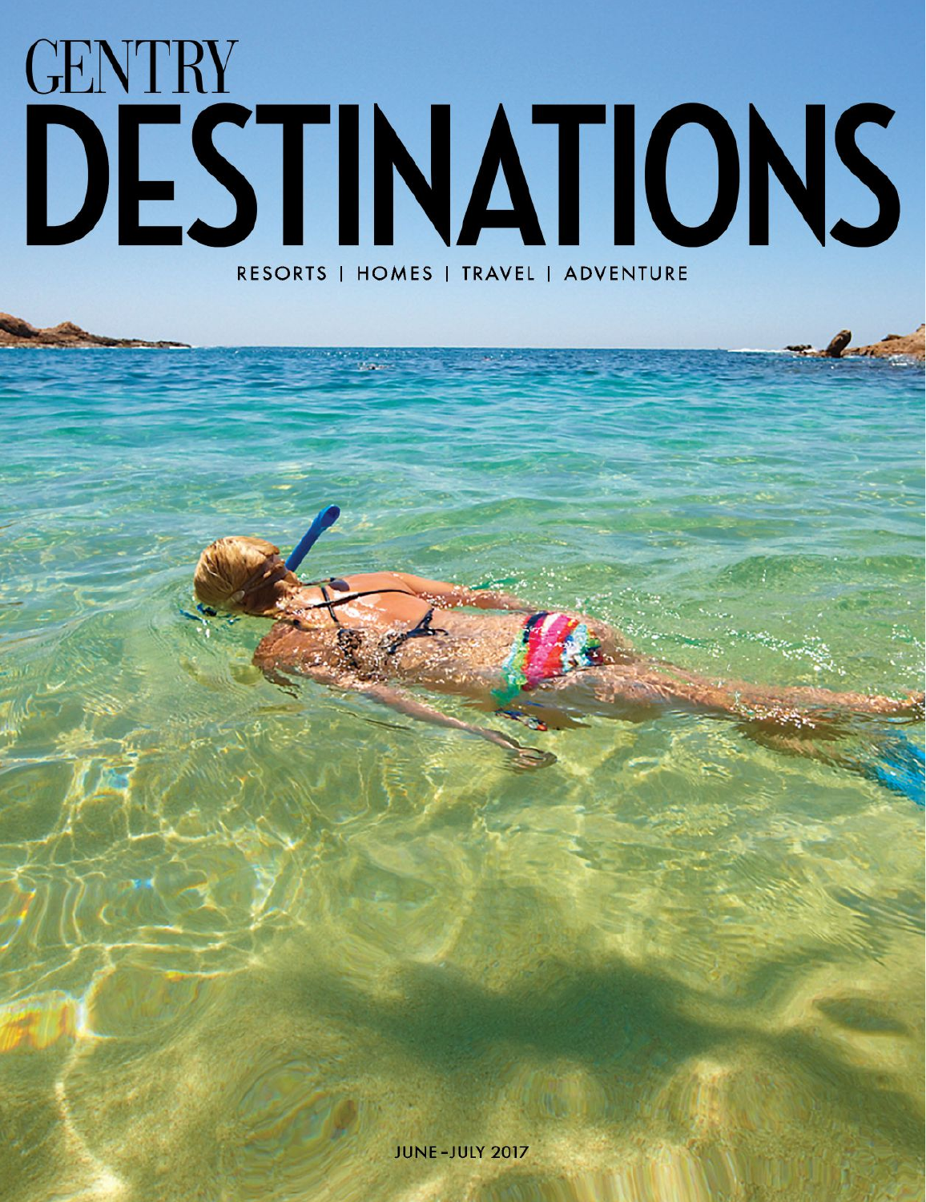# GENTRY DESTINATIONS

RESORTS | HOMES | TRAVEL | ADVENTURE

JUNE–JULY 2017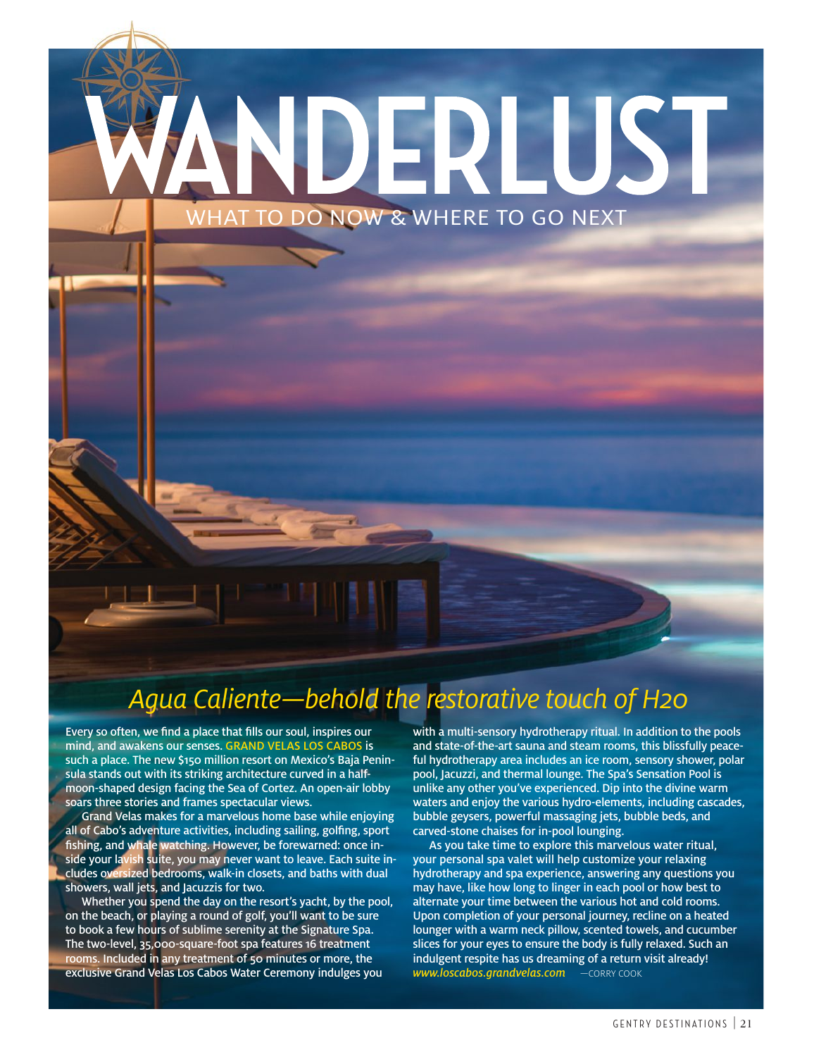# WANDERLUST

WHAT TO DO NOW & WHERE TO GO NEXT

## *Agua Caliente—behold the restorative touch of H2O*

Every so often, we find a place that fills our soul, inspires our mind, and awakens our senses. GRAND VELAS LOS CABOS is such a place. The new $150 million resort on Mexico's Baja Peninsula stands out with its striking architecture curved in a half-moon-shaped design facing the Sea of Cortez. An open-air lobby soars three stories and frames spectacular views.

Grand Velas makes for a marvelous home base while enjoying all of Cabo's adventure activities, including sailing, golfing, sport fishing, and whale watching. However, be forewarned: once inside your lavish suite, you may never want to leave. Each suite includes oversized bedrooms, walk-in closets, and baths with dual showers, wall jets, and Jacuzzis for two.

Whether you spend the day on the resort's yacht, by the pool, on the beach, or playing a round of golf, you'll want to be sure to book a few hours of sublime serenity at the Signature Spa. The two-level, 35,000-square-foot spa features 16 treatment rooms. Included in any treatment of 50 minutes or more, the exclusive Grand Velas Los Cabos Water Ceremony indulges you with a multi-sensory hydrotherapy ritual. In addition to the pools and state-of-the-art sauna and steam rooms, this blissfully peaceful hydrotherapy area includes an ice room, sensory shower, polar pool, Jacuzzi, and thermal lounge. The Spa's Sensation Pool is unlike any other you've experienced. Dip into the divine warm waters and enjoy the various hydro-elements, including cascades, bubble geysers, powerful massaging jets, bubble beds, and carved-stone chaises for in-pool lounging.

As you take time to explore this marvelous water ritual, your personal spa valet will help customize your relaxing hydrotherapy and spa experience, answering any questions you may have, like how long to linger in each pool or how best to alternate your time between the various hot and cold rooms. Upon completion of your personal journey, recline on a heated lounger with a warm neck pillow, scented towels, and cucumber slices for your eyes to ensure the body is fully relaxed. Such an indulgent respite has us dreaming of a return visit already! *www.loscabos.grandvelas.com* —CORRY COOK